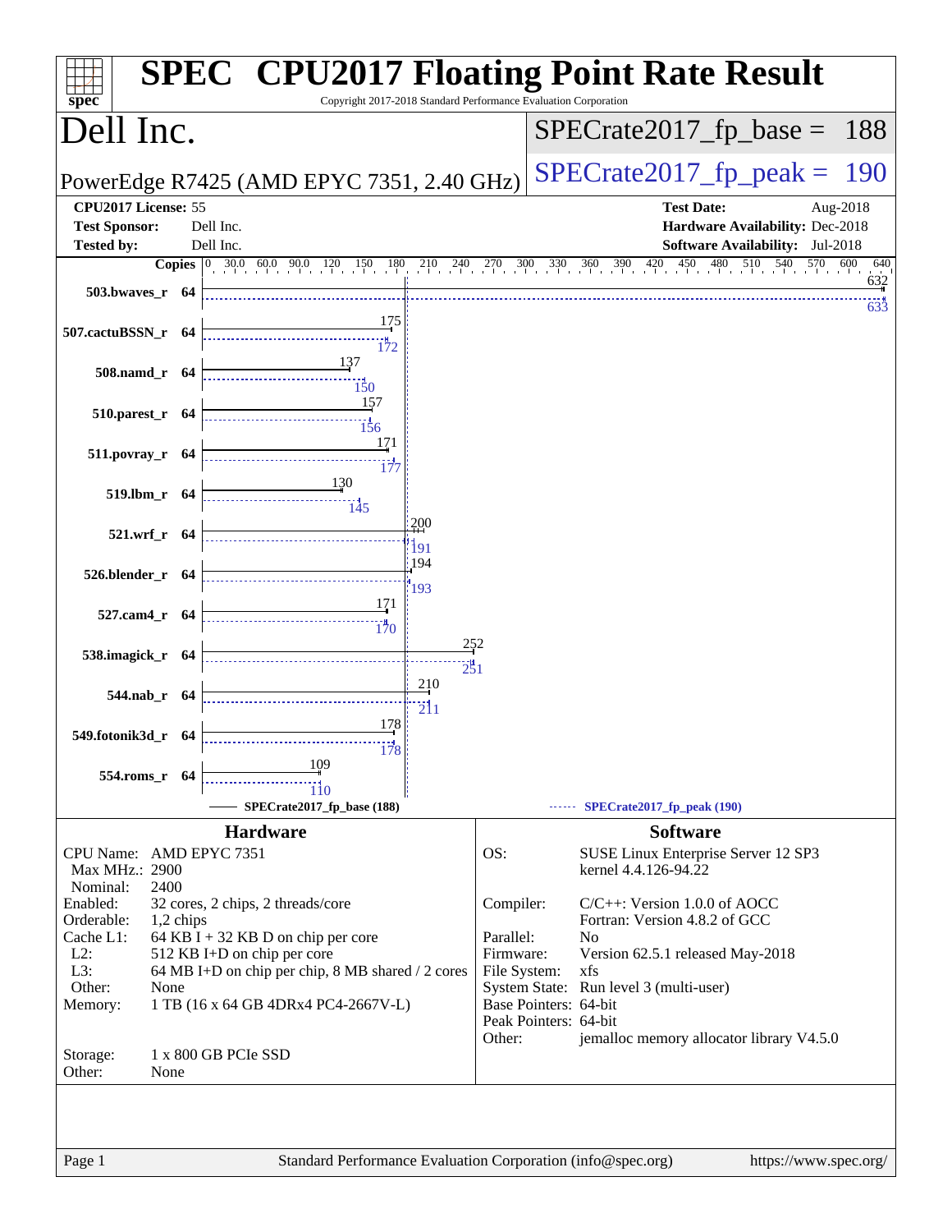# SPEC CPU2017 Floating Point Rate Result

Copyright 2017-2018 Standard Performance Evaluation Corporation

## Dell Inc.

PowerEdge R7425 (AMD EPYC 7351, 2.40 GHz)

SPECrate2017_fp_base = 188

SPECrate2017_fp_peak = 190

| | | | |
|---|---|---|---|
| **CPU2017 License:** | 55 | **Test Date:** | Aug-2018 |
| **Test Sponsor:** | Dell Inc. | **Hardware Availability:** | Dec-2018 |
| **Tested by:** | Dell Inc. | **Software Availability:** | Jul-2018 |

| Benchmark | Copies | Base | Peak |
|---|---|---|---|
| 503.bwaves_r | 64 | 632 | 633 |
| 507.cactuBSSN_r | 64 | 175 | 172 |
| 508.namd_r | 64 | 137 | 150 |
| 510.parest_r | 64 | 157 | 156 |
| 511.povray_r | 64 | 171 | 177 |
| 519.lbm_r | 64 | 130 | 145 |
| 521.wrf_r | 64 | 200 | 191 |
| 526.blender_r | 64 | 194 | 193 |
| 527.cam4_r | 64 | 171 | 170 |
| 538.imagick_r | 64 | 252 | 251 |
| 544.nab_r | 64 | 210 | 211 |
| 549.fotonik3d_r | 64 | 178 | 178 |
| 554.roms_r | 64 | 109 | 110 |

SPECrate2017_fp_base (188) — SPECrate2017_fp_peak (190)

### Hardware

| | |
|---|---|
| CPU Name: | AMD EPYC 7351 |
| Max MHz.: | 2900 |
| Nominal: | 2400 |
| Enabled: | 32 cores, 2 chips, 2 threads/core |
| Orderable: | 1,2 chips |
| Cache L1: | 64 KB I + 32 KB D on chip per core |
| L2: | 512 KB I+D on chip per core |
| L3: | 64 MB I+D on chip per chip, 8 MB shared / 2 cores |
| Other: | None |
| Memory: | 1 TB (16 x 64 GB 4DRx4 PC4-2667V-L) |
| Storage: | 1 x 800 GB PCIe SSD |
| Other: | None |

### Software

| | |
|---|---|
| OS: | SUSE Linux Enterprise Server 12 SP3 kernel 4.4.126-94.22 |
| Compiler: | C/C++: Version 1.0.0 of AOCC Fortran: Version 4.8.2 of GCC |
| Parallel: | No |
| Firmware: | Version 62.5.1 released May-2018 |
| File System: | xfs |
| System State: | Run level 3 (multi-user) |
| Base Pointers: | 64-bit |
| Peak Pointers: | 64-bit |
| Other: | jemalloc memory allocator library V4.5.0 |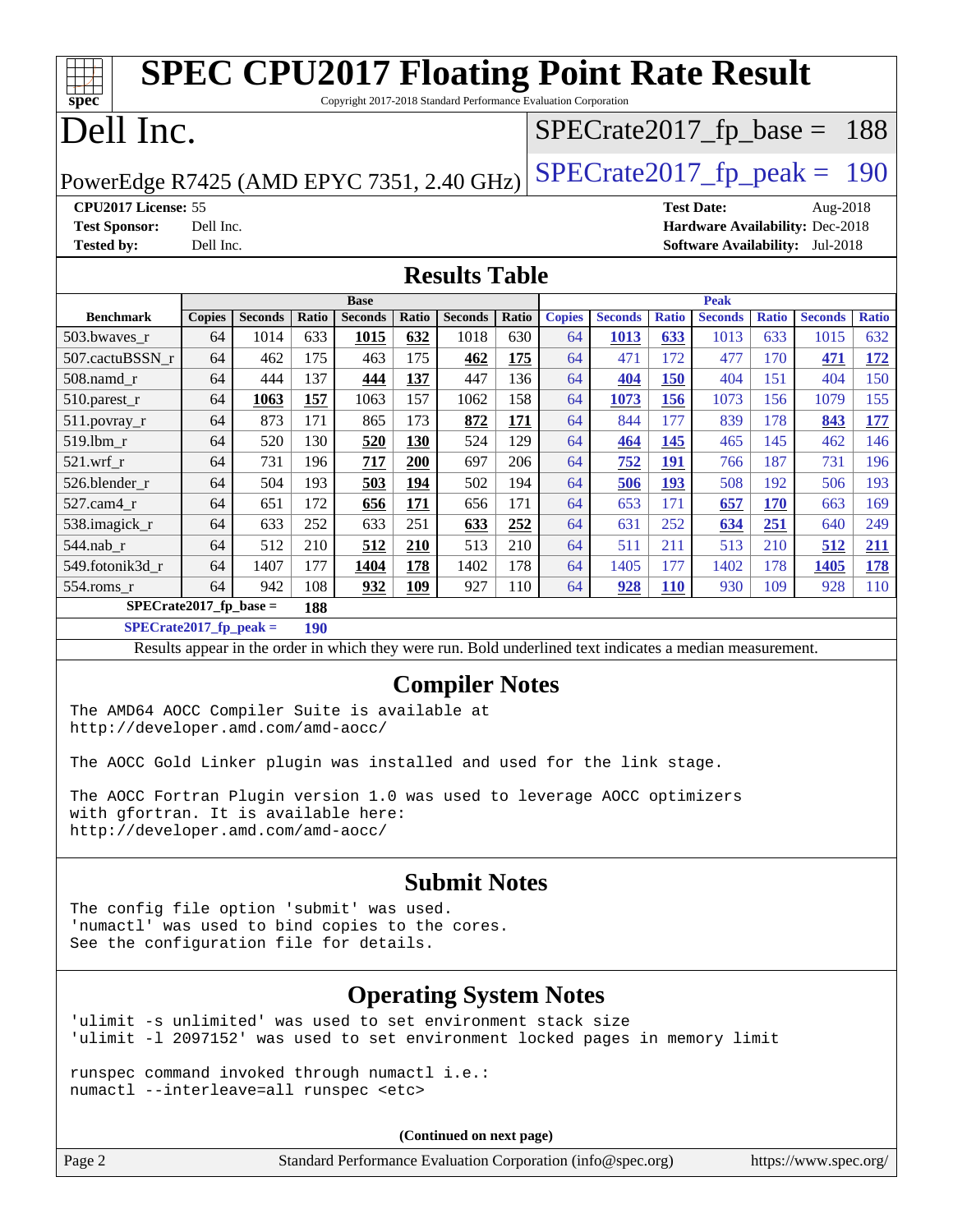# SPEC CPU2017 Floating Point Rate Result

Copyright 2017-2018 Standard Performance Evaluation Corporation

# Dell Inc.

PowerEdge R7425 (AMD EPYC 7351, 2.40 GHz)

SPECrate2017_fp_base = 188

SPECrate2017_fp_peak = 190

**CPU2017 License:** 55
**Test Sponsor:** Dell Inc.
**Tested by:** Dell Inc.

**Test Date:** Aug-2018
**Hardware Availability:** Dec-2018
**Software Availability:** Jul-2018

## Results Table

| | Base | | | | | | | Peak | | | | | | |
|---|---|---|---|---|---|---|---|---|---|---|---|---|---|---|
| **Benchmark** | **Copies** | **Seconds** | **Ratio** | **Seconds** | **Ratio** | **Seconds** | **Ratio** | **Copies** | **Seconds** | **Ratio** | **Seconds** | **Ratio** | **Seconds** | **Ratio** |
| 503.bwaves_r | 64 | 1014 | 633 | **1015** | **632** | 1018 | 630 | 64 | **1013** | **633** | 1013 | 633 | 1015 | 632 |
| 507.cactuBSSN_r | 64 | 462 | 175 | 463 | 175 | **462** | **175** | 64 | 471 | 172 | 477 | 170 | **471** | **172** |
| 508.namd_r | 64 | 444 | 137 | **444** | **137** | 447 | 136 | 64 | **404** | **150** | 404 | 151 | 404 | 150 |
| 510.parest_r | 64 | **1063** | **157** | 1063 | 157 | 1062 | 158 | 64 | **1073** | **156** | 1073 | 156 | 1079 | 155 |
| 511.povray_r | 64 | 873 | 171 | 865 | 173 | **872** | **171** | 64 | 844 | 177 | 839 | 178 | **843** | **177** |
| 519.lbm_r | 64 | 520 | 130 | **520** | **130** | 524 | 129 | 64 | **464** | **145** | 465 | 145 | 462 | 146 |
| 521.wrf_r | 64 | 731 | 196 | **717** | **200** | 697 | 206 | 64 | **752** | **191** | 766 | 187 | 731 | 196 |
| 526.blender_r | 64 | 504 | 193 | **503** | **194** | 502 | 194 | 64 | **506** | **193** | 508 | 192 | 506 | 193 |
| 527.cam4_r | 64 | 651 | 172 | **656** | **171** | 656 | 171 | 64 | 653 | 171 | **657** | **170** | 663 | 169 |
| 538.imagick_r | 64 | 633 | 252 | 633 | 251 | **633** | **252** | 64 | 631 | 252 | **634** | **251** | 640 | 249 |
| 544.nab_r | 64 | 512 | 210 | **512** | **210** | 513 | 210 | 64 | 511 | 211 | 513 | 210 | **512** | **211** |
| 549.fotonik3d_r | 64 | 1407 | 177 | **1404** | **178** | 1402 | 178 | 64 | 1405 | 177 | 1402 | 178 | **1405** | **178** |
| 554.roms_r | 64 | 942 | 108 | **932** | **109** | 927 | 110 | 64 | **928** | **110** | 930 | 109 | 928 | 110 |

**SPECrate2017_fp_base = 188**

**SPECrate2017_fp_peak = 190**

Results appear in the order in which they were run. Bold underlined text indicates a median measurement.

## Compiler Notes

```
The AMD64 AOCC Compiler Suite is available at
http://developer.amd.com/amd-aocc/

The AOCC Gold Linker plugin was installed and used for the link stage.

The AOCC Fortran Plugin version 1.0 was used to leverage AOCC optimizers
with gfortran. It is available here:
http://developer.amd.com/amd-aocc/
```

## Submit Notes

```
The config file option 'submit' was used.
'numactl' was used to bind copies to the cores.
See the configuration file for details.
```

## Operating System Notes

```
'ulimit -s unlimited' was used to set environment stack size
'ulimit -l 2097152' was used to set environment locked pages in memory limit

runspec command invoked through numactl i.e.:
numactl --interleave=all runspec <etc>
```

(Continued on next page)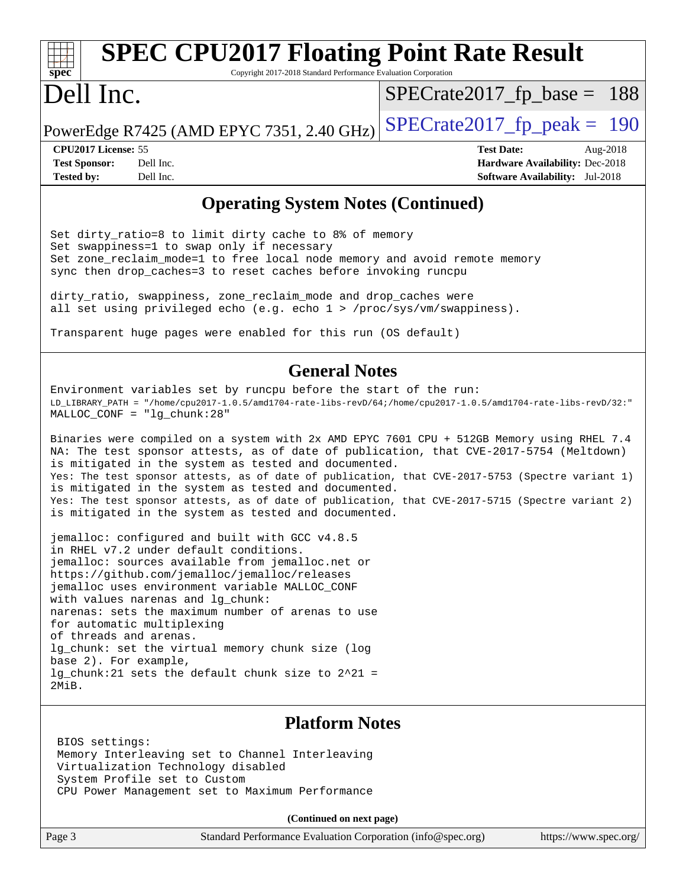# SPEC CPU2017 Floating Point Rate Result

Copyright 2017-2018 Standard Performance Evaluation Corporation

# Dell Inc.

PowerEdge R7425 (AMD EPYC 7351, 2.40 GHz)

SPECrate2017_fp_base = 188

SPECrate2017_fp_peak = 190

**CPU2017 License:** 55
**Test Sponsor:** Dell Inc.
**Tested by:** Dell Inc.

**Test Date:** Aug-2018
**Hardware Availability:** Dec-2018
**Software Availability:** Jul-2018

## Operating System Notes (Continued)

```
Set dirty_ratio=8 to limit dirty cache to 8% of memory
Set swappiness=1 to swap only if necessary
Set zone_reclaim_mode=1 to free local node memory and avoid remote memory
sync then drop_caches=3 to reset caches before invoking runcpu

dirty_ratio, swappiness, zone_reclaim_mode and drop_caches were
all set using privileged echo (e.g. echo 1 > /proc/sys/vm/swappiness).

Transparent huge pages were enabled for this run (OS default)
```

## General Notes

```
Environment variables set by runcpu before the start of the run:
LD_LIBRARY_PATH = "/home/cpu2017-1.0.5/amd1704-rate-libs-revD/64;/home/cpu2017-1.0.5/amd1704-rate-libs-revD/32:"
MALLOC_CONF = "lg_chunk:28"

Binaries were compiled on a system with 2x AMD EPYC 7601 CPU + 512GB Memory using RHEL 7.4
NA: The test sponsor attests, as of date of publication, that CVE-2017-5754 (Meltdown)
is mitigated in the system as tested and documented.
Yes: The test sponsor attests, as of date of publication, that CVE-2017-5753 (Spectre variant 1)
is mitigated in the system as tested and documented.
Yes: The test sponsor attests, as of date of publication, that CVE-2017-5715 (Spectre variant 2)
is mitigated in the system as tested and documented.

jemalloc: configured and built with GCC v4.8.5
in RHEL v7.2 under default conditions.
jemalloc: sources available from jemalloc.net or
https://github.com/jemalloc/jemalloc/releases
jemalloc uses environment variable MALLOC_CONF
with values narenas and lg_chunk:
narenas: sets the maximum number of arenas to use
for automatic multiplexing
of threads and arenas.
lg_chunk: set the virtual memory chunk size (log
base 2). For example,
lg_chunk:21 sets the default chunk size to 2^21 =
2MiB.
```

## Platform Notes

```
BIOS settings:
Memory Interleaving set to Channel Interleaving
Virtualization Technology disabled
System Profile set to Custom
CPU Power Management set to Maximum Performance
```

**(Continued on next page)**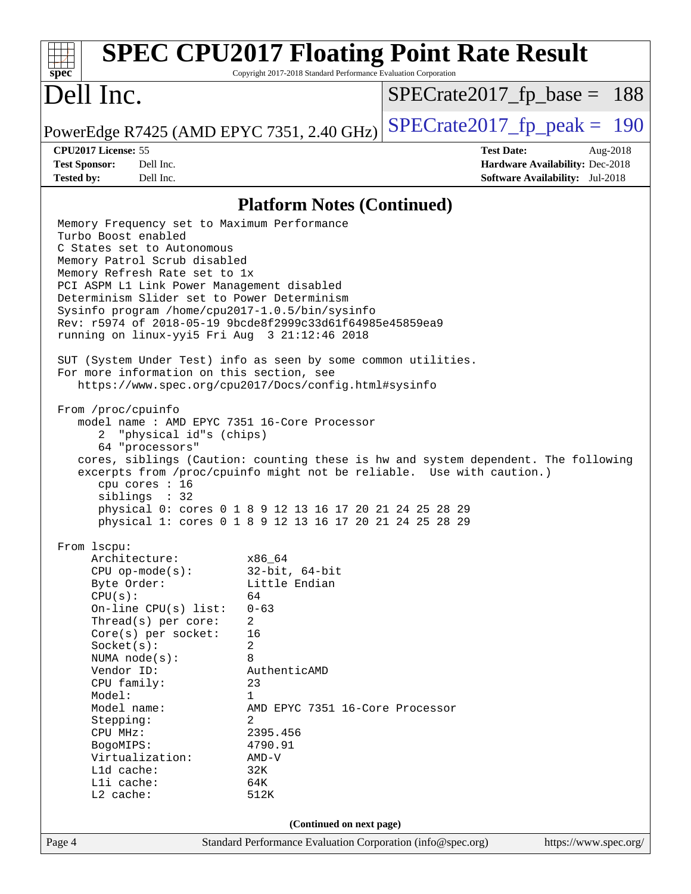## Platform Notes (Continued)

```
Memory Frequency set to Maximum Performance
Turbo Boost enabled
C States set to Autonomous
Memory Patrol Scrub disabled
Memory Refresh Rate set to 1x
PCI ASPM L1 Link Power Management disabled
Determinism Slider set to Power Determinism
Sysinfo program /home/cpu2017-1.0.5/bin/sysinfo
Rev: r5974 of 2018-05-19 9bcde8f2999c33d61f64985e45859ea9
running on linux-yyi5 Fri Aug  3 21:12:46 2018

SUT (System Under Test) info as seen by some common utilities.
For more information on this section, see
   https://www.spec.org/cpu2017/Docs/config.html#sysinfo

From /proc/cpuinfo
   model name : AMD EPYC 7351 16-Core Processor
      2  "physical id"s (chips)
      64 "processors"
   cores, siblings (Caution: counting these is hw and system dependent. The following
   excerpts from /proc/cpuinfo might not be reliable.  Use with caution.)
      cpu cores : 16
      siblings  : 32
      physical 0: cores 0 1 8 9 12 13 16 17 20 21 24 25 28 29
      physical 1: cores 0 1 8 9 12 13 16 17 20 21 24 25 28 29

From lscpu:
     Architecture:          x86_64
     CPU op-mode(s):        32-bit, 64-bit
     Byte Order:            Little Endian
     CPU(s):                64
     On-line CPU(s) list:   0-63
     Thread(s) per core:    2
     Core(s) per socket:    16
     Socket(s):             2
     NUMA node(s):          8
     Vendor ID:             AuthenticAMD
     CPU family:            23
     Model:                 1
     Model name:            AMD EPYC 7351 16-Core Processor
     Stepping:              2
     CPU MHz:               2395.456
     BogoMIPS:              4790.91
     Virtualization:        AMD-V
     L1d cache:             32K
     L1i cache:             64K
     L2 cache:              512K
```

**(Continued on next page)**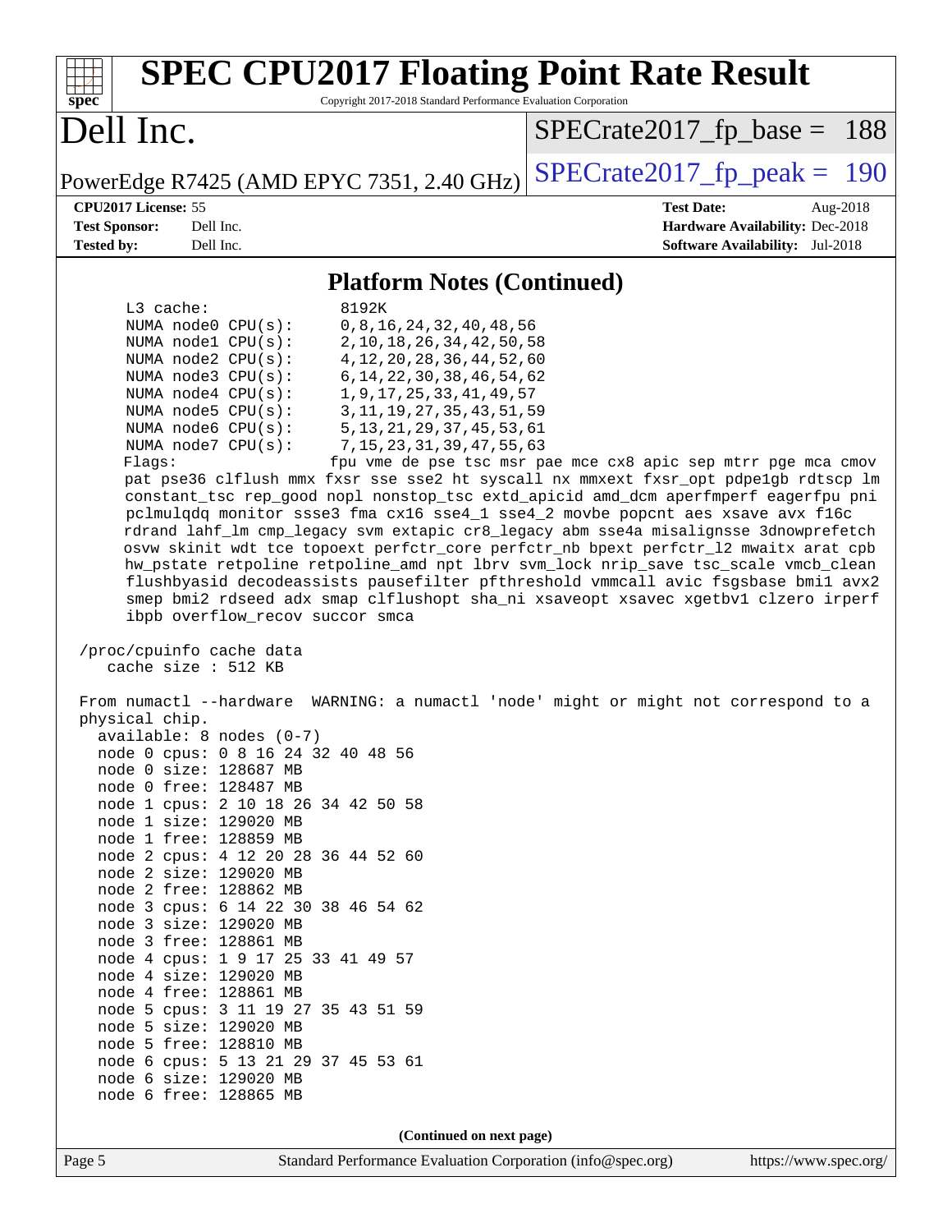## Platform Notes (Continued)

```
   L3 cache:              8192K
   NUMA node0 CPU(s):     0,8,16,24,32,40,48,56
   NUMA node1 CPU(s):     2,10,18,26,34,42,50,58
   NUMA node2 CPU(s):     4,12,20,28,36,44,52,60
   NUMA node3 CPU(s):     6,14,22,30,38,46,54,62
   NUMA node4 CPU(s):     1,9,17,25,33,41,49,57
   NUMA node5 CPU(s):     3,11,19,27,35,43,51,59
   NUMA node6 CPU(s):     5,13,21,29,37,45,53,61
   NUMA node7 CPU(s):     7,15,23,31,39,47,55,63
   Flags:                 fpu vme de pse tsc msr pae mce cx8 apic sep mtrr pge mca cmov
   pat pse36 clflush mmx fxsr sse sse2 ht syscall nx mmxext fxsr_opt pdpe1gb rdtscp lm
   constant_tsc rep_good nopl nonstop_tsc extd_apicid amd_dcm aperfmperf eagerfpu pni
   pclmulqdq monitor ssse3 fma cx16 sse4_1 sse4_2 movbe popcnt aes xsave avx f16c
   rdrand lahf_lm cmp_legacy svm extapic cr8_legacy abm sse4a misalignsse 3dnowprefetch
   osvw skinit wdt tce topoext perfctr_core perfctr_nb bpext perfctr_l2 mwaitx arat cpb
   hw_pstate retpoline retpoline_amd npt lbrv svm_lock nrip_save tsc_scale vmcb_clean
   flushbyasid decodeassists pausefilter pfthreshold vmmcall avic fsgsbase bmi1 avx2
   smep bmi2 rdseed adx smap clflushopt sha_ni xsaveopt xsavec xgetbv1 clzero irperf
   ibpb overflow_recov succor smca

/proc/cpuinfo cache data
   cache size : 512 KB

From numactl --hardware  WARNING: a numactl 'node' might or might not correspond to a
physical chip.
  available: 8 nodes (0-7)
  node 0 cpus: 0 8 16 24 32 40 48 56
  node 0 size: 128687 MB
  node 0 free: 128487 MB
  node 1 cpus: 2 10 18 26 34 42 50 58
  node 1 size: 129020 MB
  node 1 free: 128859 MB
  node 2 cpus: 4 12 20 28 36 44 52 60
  node 2 size: 129020 MB
  node 2 free: 128862 MB
  node 3 cpus: 6 14 22 30 38 46 54 62
  node 3 size: 129020 MB
  node 3 free: 128861 MB
  node 4 cpus: 1 9 17 25 33 41 49 57
  node 4 size: 129020 MB
  node 4 free: 128861 MB
  node 5 cpus: 3 11 19 27 35 43 51 59
  node 5 size: 129020 MB
  node 5 free: 128810 MB
  node 6 cpus: 5 13 21 29 37 45 53 61
  node 6 size: 129020 MB
  node 6 free: 128865 MB
```

**(Continued on next page)**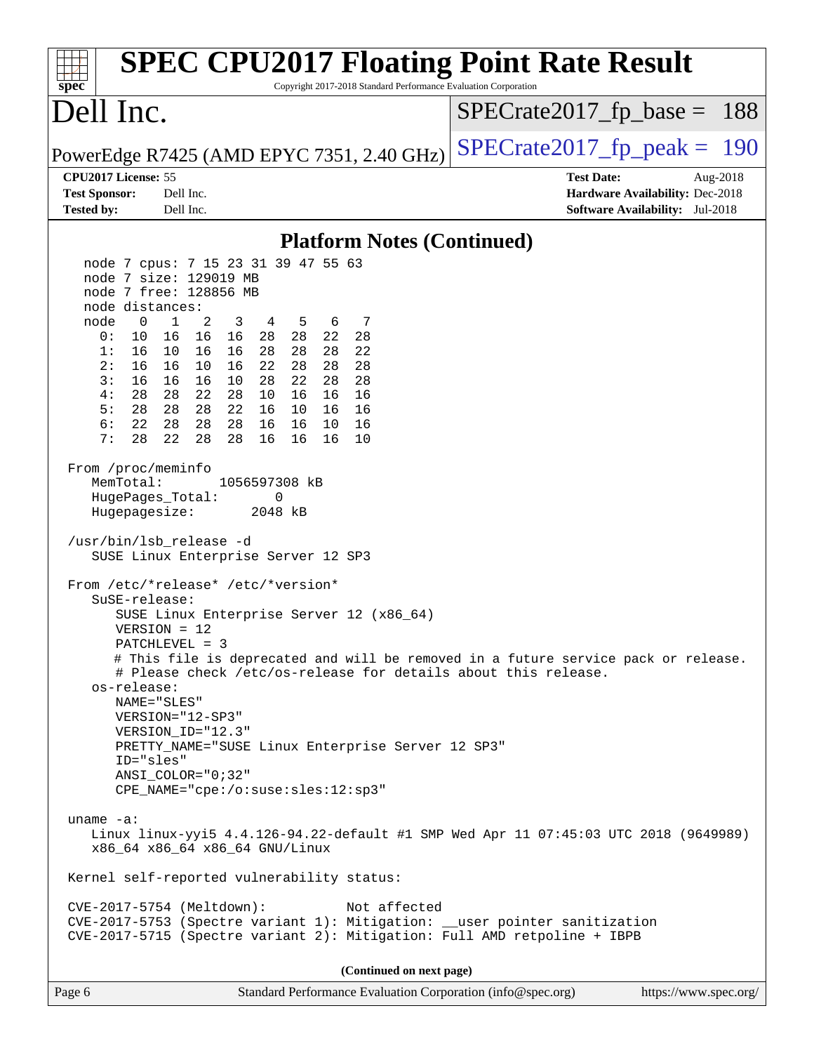# SPEC CPU2017 Floating Point Rate Result

Copyright 2017-2018 Standard Performance Evaluation Corporation

## Dell Inc.

PowerEdge R7425 (AMD EPYC 7351, 2.40 GHz)

SPECrate2017_fp_base = 188

SPECrate2017_fp_peak = 190

**CPU2017 License:** 55
**Test Sponsor:** Dell Inc.
**Tested by:** Dell Inc.

**Test Date:** Aug-2018
**Hardware Availability:** Dec-2018
**Software Availability:** Jul-2018

### Platform Notes (Continued)

```
   node 7 cpus: 7 15 23 31 39 47 55 63
   node 7 size: 129019 MB
   node 7 free: 128856 MB
   node distances:
   node   0   1   2   3   4   5   6   7
     0:  10  16  16  16  28  28  22  28
     1:  16  10  16  16  28  28  28  22
     2:  16  16  10  16  22  28  28  28
     3:  16  16  16  10  28  22  28  28
     4:  28  28  22  28  10  16  16  16
     5:  28  28  28  22  16  10  16  16
     6:  22  28  28  28  16  16  10  16
     7:  28  22  28  28  16  16  16  10

 From /proc/meminfo
    MemTotal:       1056597308 kB
    HugePages_Total:       0
    Hugepagesize:       2048 kB

 /usr/bin/lsb_release -d
    SUSE Linux Enterprise Server 12 SP3

 From /etc/*release* /etc/*version*
    SuSE-release:
       SUSE Linux Enterprise Server 12 (x86_64)
       VERSION = 12
       PATCHLEVEL = 3
       # This file is deprecated and will be removed in a future service pack or release.
       # Please check /etc/os-release for details about this release.
    os-release:
       NAME="SLES"
       VERSION="12-SP3"
       VERSION_ID="12.3"
       PRETTY_NAME="SUSE Linux Enterprise Server 12 SP3"
       ID="sles"
       ANSI_COLOR="0;32"
       CPE_NAME="cpe:/o:suse:sles:12:sp3"

 uname -a:
    Linux linux-yyi5 4.4.126-94.22-default #1 SMP Wed Apr 11 07:45:03 UTC 2018 (9649989)
    x86_64 x86_64 x86_64 GNU/Linux

 Kernel self-reported vulnerability status:

 CVE-2017-5754 (Meltdown):          Not affected
 CVE-2017-5753 (Spectre variant 1): Mitigation: __user pointer sanitization
 CVE-2017-5715 (Spectre variant 2): Mitigation: Full AMD retpoline + IBPB
```

**(Continued on next page)**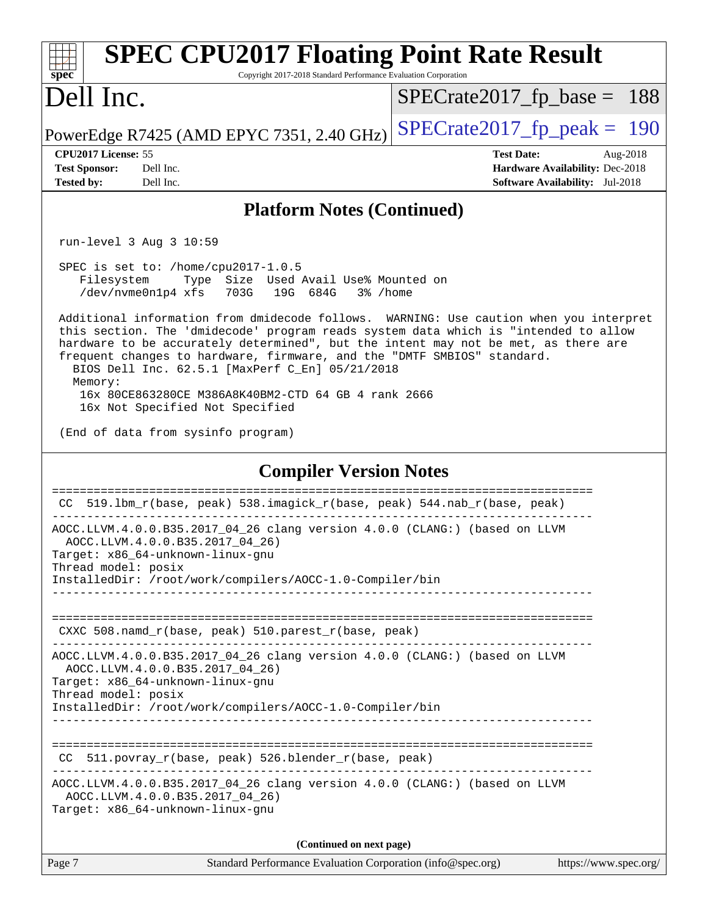# SPEC CPU2017 Floating Point Rate Result

Copyright 2017-2018 Standard Performance Evaluation Corporation

## Dell Inc.

PowerEdge R7425 (AMD EPYC 7351, 2.40 GHz)

SPECrate2017_fp_base = 188

SPECrate2017_fp_peak = 190

**CPU2017 License:** 55
**Test Sponsor:** Dell Inc.
**Tested by:** Dell Inc.

**Test Date:** Aug-2018
**Hardware Availability:** Dec-2018
**Software Availability:** Jul-2018

### Platform Notes (Continued)

```
 run-level 3 Aug 3 10:59

 SPEC is set to: /home/cpu2017-1.0.5
    Filesystem     Type  Size  Used Avail Use% Mounted on
    /dev/nvme0n1p4 xfs   703G   19G  684G   3% /home

 Additional information from dmidecode follows.  WARNING: Use caution when you interpret
 this section. The 'dmidecode' program reads system data which is "intended to allow
 hardware to be accurately determined", but the intent may not be met, as there are
 frequent changes to hardware, firmware, and the "DMTF SMBIOS" standard.
   BIOS Dell Inc. 62.5.1 [MaxPerf C_En] 05/21/2018
   Memory:
    16x 80CE863280CE M386A8K40BM2-CTD 64 GB 4 rank 2666
    16x Not Specified Not Specified

 (End of data from sysinfo program)
```

### Compiler Version Notes

```
==============================================================================
 CC  519.lbm_r(base, peak) 538.imagick_r(base, peak) 544.nab_r(base, peak)
------------------------------------------------------------------------------
AOCC.LLVM.4.0.0.B35.2017_04_26 clang version 4.0.0 (CLANG:) (based on LLVM
  AOCC.LLVM.4.0.0.B35.2017_04_26)
Target: x86_64-unknown-linux-gnu
Thread model: posix
InstalledDir: /root/work/compilers/AOCC-1.0-Compiler/bin
------------------------------------------------------------------------------

==============================================================================
 CXXC 508.namd_r(base, peak) 510.parest_r(base, peak)
------------------------------------------------------------------------------
AOCC.LLVM.4.0.0.B35.2017_04_26 clang version 4.0.0 (CLANG:) (based on LLVM
  AOCC.LLVM.4.0.0.B35.2017_04_26)
Target: x86_64-unknown-linux-gnu
Thread model: posix
InstalledDir: /root/work/compilers/AOCC-1.0-Compiler/bin
------------------------------------------------------------------------------

==============================================================================
 CC  511.povray_r(base, peak) 526.blender_r(base, peak)
------------------------------------------------------------------------------
AOCC.LLVM.4.0.0.B35.2017_04_26 clang version 4.0.0 (CLANG:) (based on LLVM
  AOCC.LLVM.4.0.0.B35.2017_04_26)
Target: x86_64-unknown-linux-gnu
```

(Continued on next page)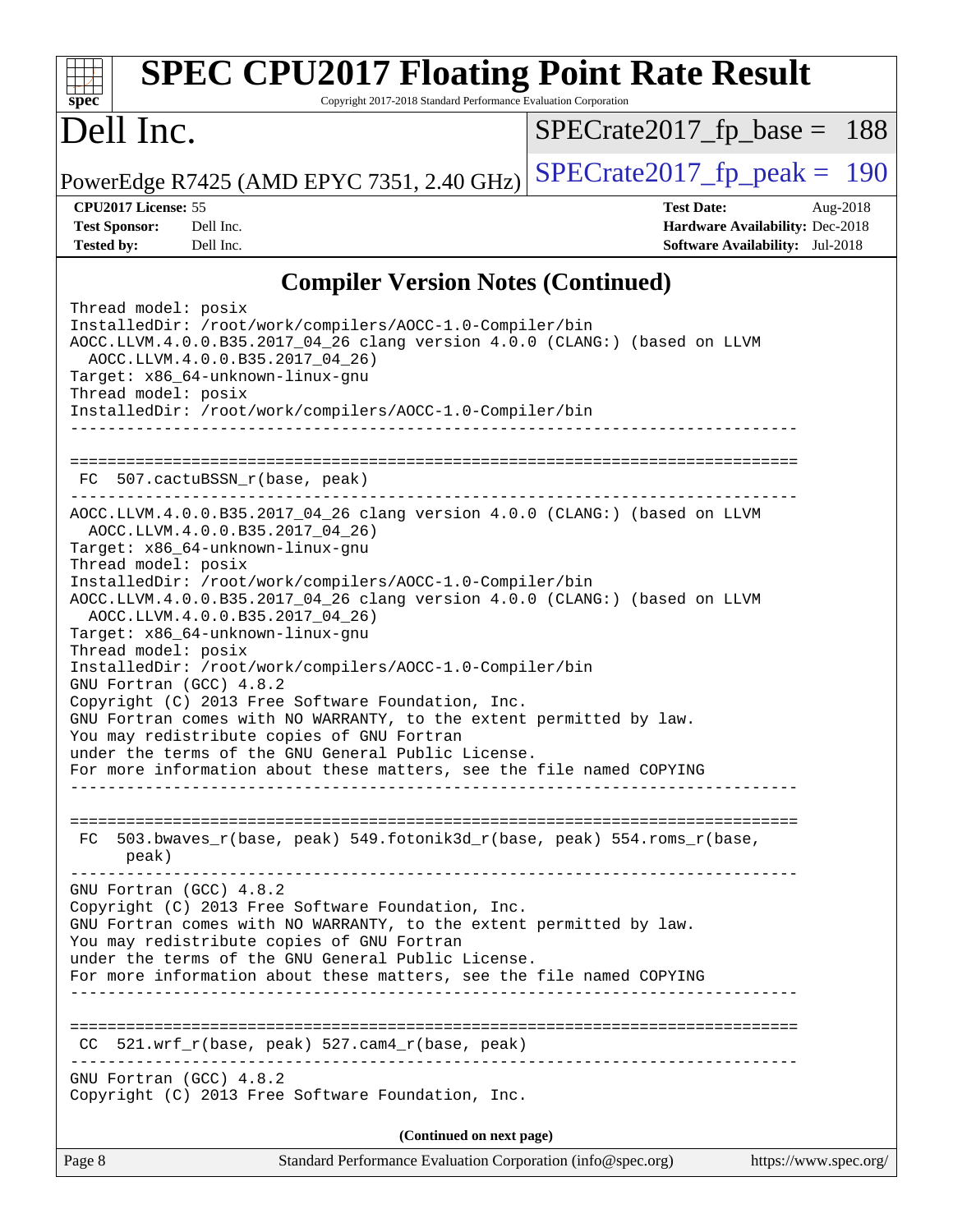## Compiler Version Notes (Continued)

```
Thread model: posix
InstalledDir: /root/work/compilers/AOCC-1.0-Compiler/bin
AOCC.LLVM.4.0.0.B35.2017_04_26 clang version 4.0.0 (CLANG:) (based on LLVM
  AOCC.LLVM.4.0.0.B35.2017_04_26)
Target: x86_64-unknown-linux-gnu
Thread model: posix
InstalledDir: /root/work/compilers/AOCC-1.0-Compiler/bin
------------------------------------------------------------------------------

==============================================================================
 FC  507.cactuBSSN_r(base, peak)
------------------------------------------------------------------------------
AOCC.LLVM.4.0.0.B35.2017_04_26 clang version 4.0.0 (CLANG:) (based on LLVM
  AOCC.LLVM.4.0.0.B35.2017_04_26)
Target: x86_64-unknown-linux-gnu
Thread model: posix
InstalledDir: /root/work/compilers/AOCC-1.0-Compiler/bin
AOCC.LLVM.4.0.0.B35.2017_04_26 clang version 4.0.0 (CLANG:) (based on LLVM
  AOCC.LLVM.4.0.0.B35.2017_04_26)
Target: x86_64-unknown-linux-gnu
Thread model: posix
InstalledDir: /root/work/compilers/AOCC-1.0-Compiler/bin
GNU Fortran (GCC) 4.8.2
Copyright (C) 2013 Free Software Foundation, Inc.
GNU Fortran comes with NO WARRANTY, to the extent permitted by law.
You may redistribute copies of GNU Fortran
under the terms of the GNU General Public License.
For more information about these matters, see the file named COPYING
------------------------------------------------------------------------------

==============================================================================
 FC  503.bwaves_r(base, peak) 549.fotonik3d_r(base, peak) 554.roms_r(base,
      peak)
------------------------------------------------------------------------------
GNU Fortran (GCC) 4.8.2
Copyright (C) 2013 Free Software Foundation, Inc.
GNU Fortran comes with NO WARRANTY, to the extent permitted by law.
You may redistribute copies of GNU Fortran
under the terms of the GNU General Public License.
For more information about these matters, see the file named COPYING
------------------------------------------------------------------------------

==============================================================================
 CC  521.wrf_r(base, peak) 527.cam4_r(base, peak)
------------------------------------------------------------------------------
GNU Fortran (GCC) 4.8.2
Copyright (C) 2013 Free Software Foundation, Inc.
```

**(Continued on next page)**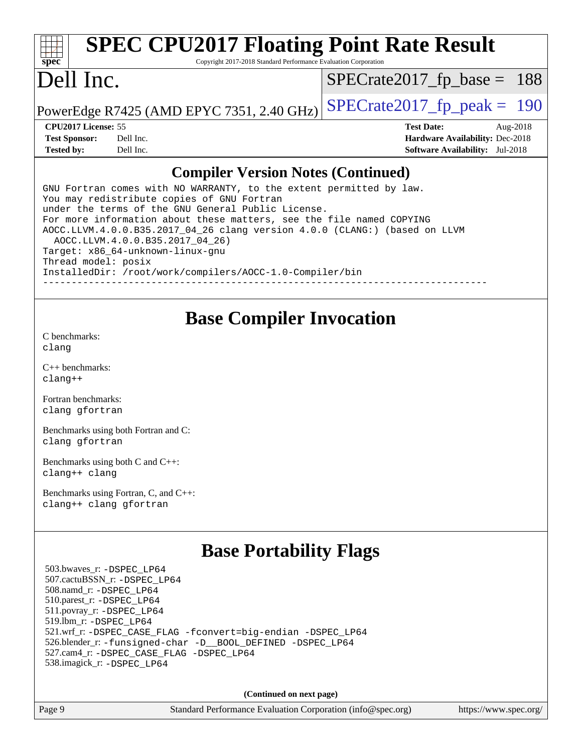## Compiler Version Notes (Continued)

```
GNU Fortran comes with NO WARRANTY, to the extent permitted by law.
You may redistribute copies of GNU Fortran
under the terms of the GNU General Public License.
For more information about these matters, see the file named COPYING
AOCC.LLVM.4.0.0.B35.2017_04_26 clang version 4.0.0 (CLANG:) (based on LLVM
  AOCC.LLVM.4.0.0.B35.2017_04_26)
Target: x86_64-unknown-linux-gnu
Thread model: posix
InstalledDir: /root/work/compilers/AOCC-1.0-Compiler/bin
------------------------------------------------------------------------------
```

## Base Compiler Invocation

C benchmarks:
clang

C++ benchmarks:
clang++

Fortran benchmarks:
clang gfortran

Benchmarks using both Fortran and C:
clang gfortran

Benchmarks using both C and C++:
clang++ clang

Benchmarks using Fortran, C, and C++:
clang++ clang gfortran

## Base Portability Flags

503.bwaves_r: -DSPEC_LP64
507.cactuBSSN_r: -DSPEC_LP64
508.namd_r: -DSPEC_LP64
510.parest_r: -DSPEC_LP64
511.povray_r: -DSPEC_LP64
519.lbm_r: -DSPEC_LP64
521.wrf_r: -DSPEC_CASE_FLAG -fconvert=big-endian -DSPEC_LP64
526.blender_r: -funsigned-char -D__BOOL_DEFINED -DSPEC_LP64
527.cam4_r: -DSPEC_CASE_FLAG -DSPEC_LP64
538.imagick_r: -DSPEC_LP64

**(Continued on next page)**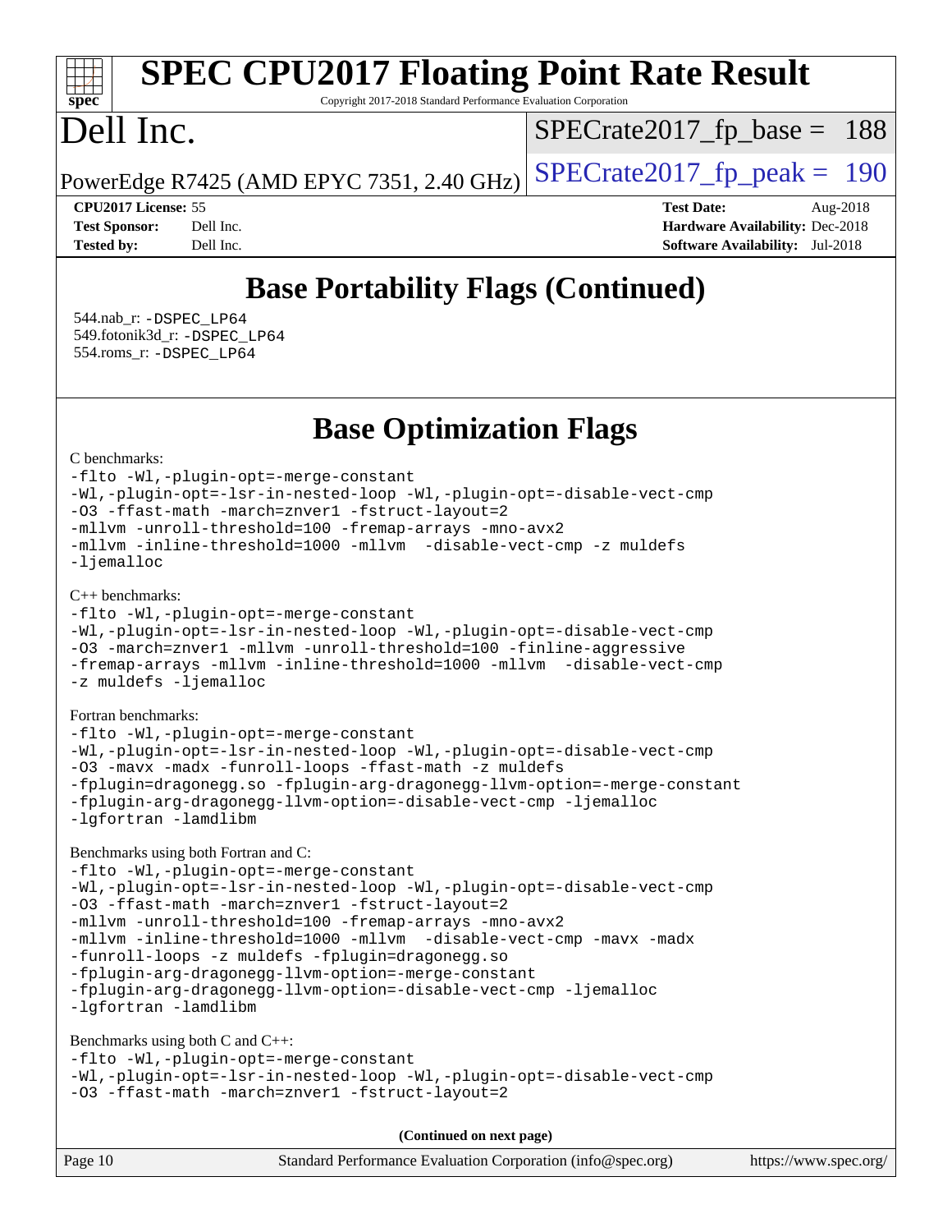## Base Portability Flags (Continued)

544.nab_r: -DSPEC_LP64
549.fotonik3d_r: -DSPEC_LP64
554.roms_r: -DSPEC_LP64

## Base Optimization Flags

C benchmarks:

```
-flto -Wl,-plugin-opt=-merge-constant
-Wl,-plugin-opt=-lsr-in-nested-loop -Wl,-plugin-opt=-disable-vect-cmp
-O3 -ffast-math -march=znver1 -fstruct-layout=2
-mllvm -unroll-threshold=100 -fremap-arrays -mno-avx2
-mllvm -inline-threshold=1000 -mllvm  -disable-vect-cmp -z muldefs
-ljemalloc
```

C++ benchmarks:

```
-flto -Wl,-plugin-opt=-merge-constant
-Wl,-plugin-opt=-lsr-in-nested-loop -Wl,-plugin-opt=-disable-vect-cmp
-O3 -march=znver1 -mllvm -unroll-threshold=100 -finline-aggressive
-fremap-arrays -mllvm -inline-threshold=1000 -mllvm  -disable-vect-cmp
-z muldefs -ljemalloc
```

Fortran benchmarks:

```
-flto -Wl,-plugin-opt=-merge-constant
-Wl,-plugin-opt=-lsr-in-nested-loop -Wl,-plugin-opt=-disable-vect-cmp
-O3 -mavx -madx -funroll-loops -ffast-math -z muldefs
-fplugin=dragonegg.so -fplugin-arg-dragonegg-llvm-option=-merge-constant
-fplugin-arg-dragonegg-llvm-option=-disable-vect-cmp -ljemalloc
-lgfortran -lamdlibm
```

Benchmarks using both Fortran and C:

```
-flto -Wl,-plugin-opt=-merge-constant
-Wl,-plugin-opt=-lsr-in-nested-loop -Wl,-plugin-opt=-disable-vect-cmp
-O3 -ffast-math -march=znver1 -fstruct-layout=2
-mllvm -unroll-threshold=100 -fremap-arrays -mno-avx2
-mllvm -inline-threshold=1000 -mllvm  -disable-vect-cmp -mavx -madx
-funroll-loops -z muldefs -fplugin=dragonegg.so
-fplugin-arg-dragonegg-llvm-option=-merge-constant
-fplugin-arg-dragonegg-llvm-option=-disable-vect-cmp -ljemalloc
-lgfortran -lamdlibm
```

Benchmarks using both C and C++:

```
-flto -Wl,-plugin-opt=-merge-constant
-Wl,-plugin-opt=-lsr-in-nested-loop -Wl,-plugin-opt=-disable-vect-cmp
-O3 -ffast-math -march=znver1 -fstruct-layout=2
```

**(Continued on next page)**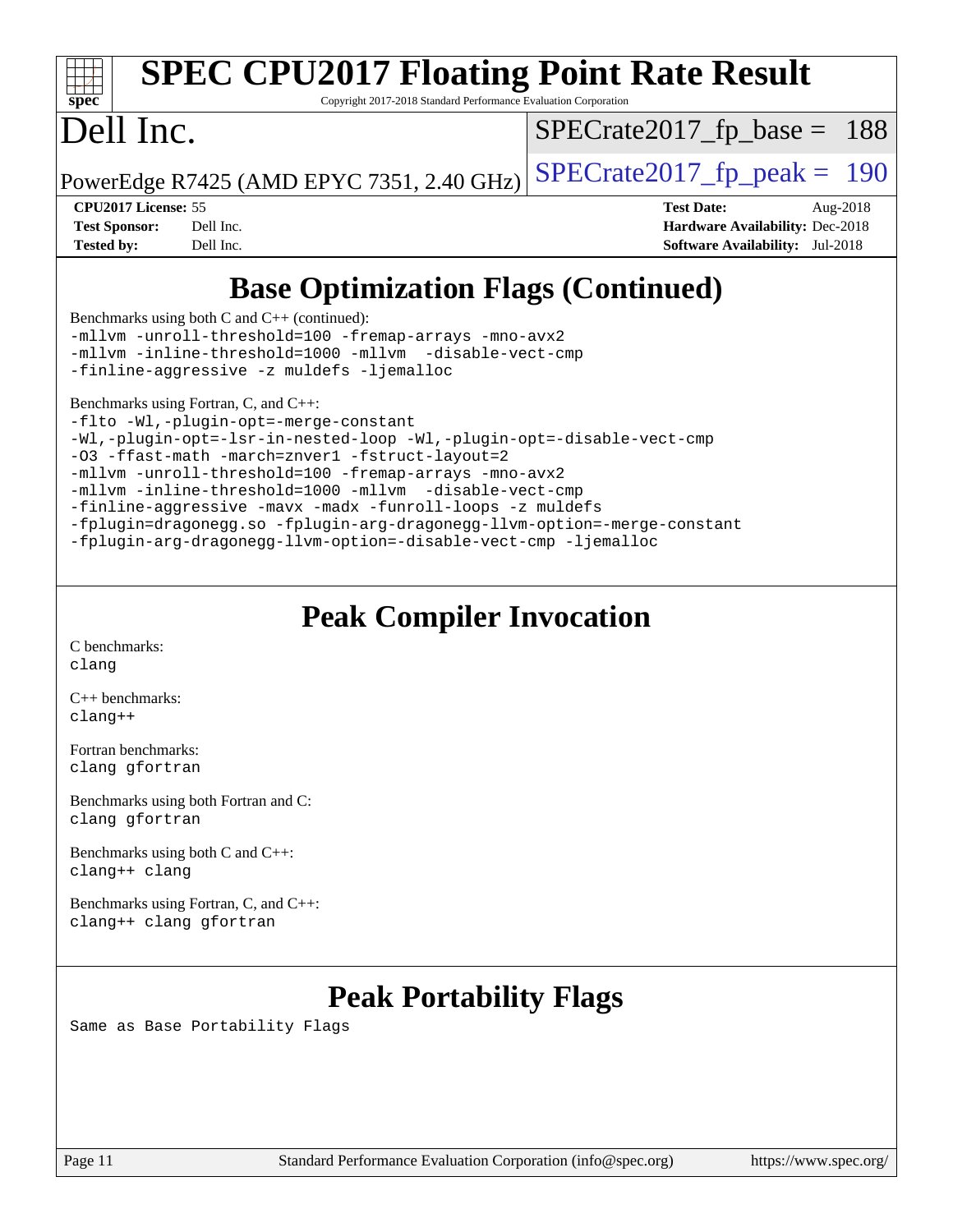## Base Optimization Flags (Continued)

Benchmarks using both C and C++ (continued):

```
-mllvm -unroll-threshold=100 -fremap-arrays -mno-avx2
-mllvm -inline-threshold=1000 -mllvm  -disable-vect-cmp
-finline-aggressive -z muldefs -ljemalloc
```

Benchmarks using Fortran, C, and C++:

```
-flto -Wl,-plugin-opt=-merge-constant
-Wl,-plugin-opt=-lsr-in-nested-loop -Wl,-plugin-opt=-disable-vect-cmp
-O3 -ffast-math -march=znver1 -fstruct-layout=2
-mllvm -unroll-threshold=100 -fremap-arrays -mno-avx2
-mllvm -inline-threshold=1000 -mllvm  -disable-vect-cmp
-finline-aggressive -mavx -madx -funroll-loops -z muldefs
-fplugin=dragonegg.so -fplugin-arg-dragonegg-llvm-option=-merge-constant
-fplugin-arg-dragonegg-llvm-option=-disable-vect-cmp -ljemalloc
```

## Peak Compiler Invocation

C benchmarks:
```
clang
```

C++ benchmarks:
```
clang++
```

Fortran benchmarks:
```
clang gfortran
```

Benchmarks using both Fortran and C:
```
clang gfortran
```

Benchmarks using both C and C++:
```
clang++ clang
```

Benchmarks using Fortran, C, and C++:
```
clang++ clang gfortran
```

## Peak Portability Flags

Same as Base Portability Flags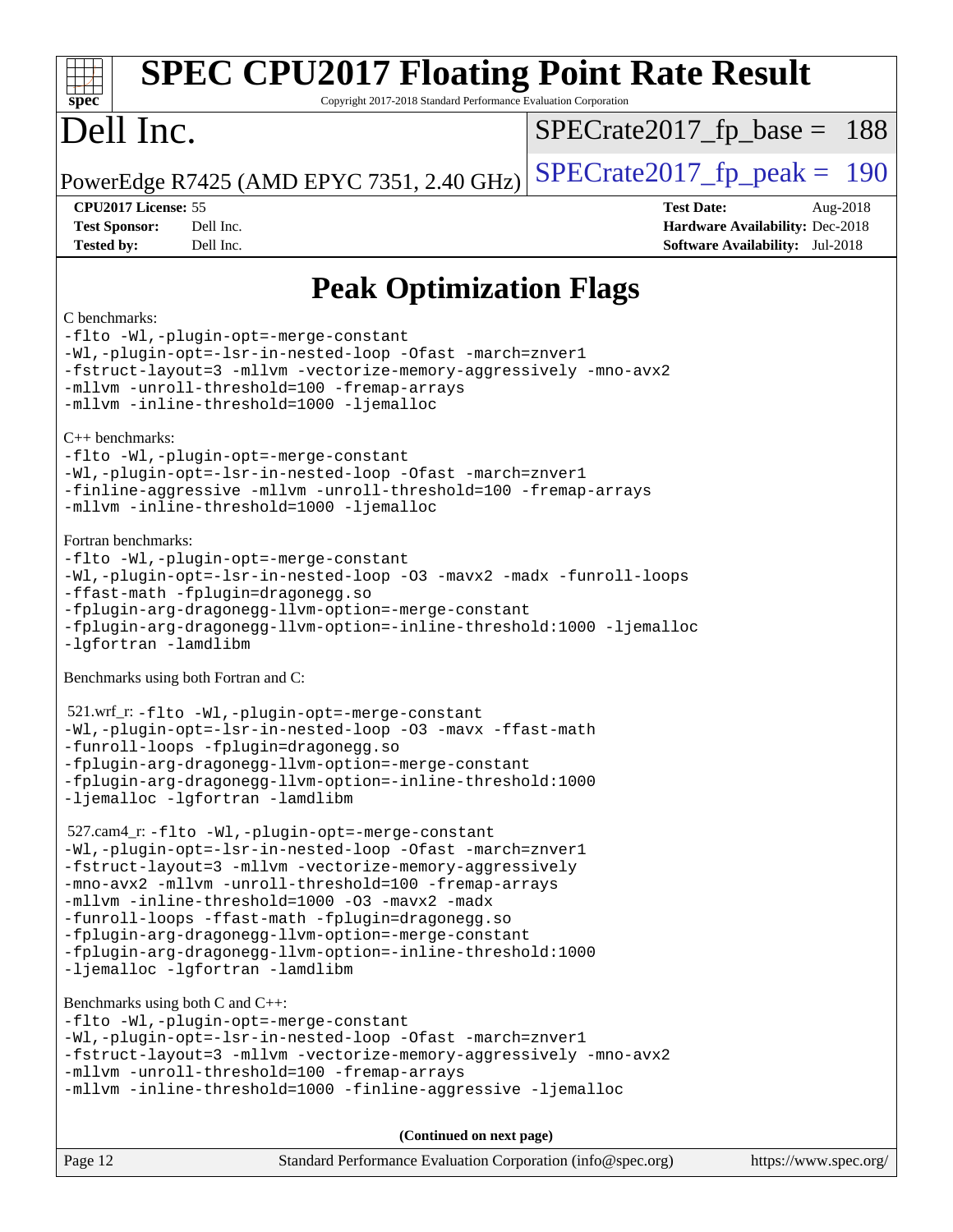# Peak Optimization Flags

C benchmarks:

```
-flto -Wl,-plugin-opt=-merge-constant
-Wl,-plugin-opt=-lsr-in-nested-loop -Ofast -march=znver1
-fstruct-layout=3 -mllvm -vectorize-memory-aggressively -mno-avx2
-mllvm -unroll-threshold=100 -fremap-arrays
-mllvm -inline-threshold=1000 -ljemalloc
```

C++ benchmarks:

```
-flto -Wl,-plugin-opt=-merge-constant
-Wl,-plugin-opt=-lsr-in-nested-loop -Ofast -march=znver1
-finline-aggressive -mllvm -unroll-threshold=100 -fremap-arrays
-mllvm -inline-threshold=1000 -ljemalloc
```

Fortran benchmarks:

```
-flto -Wl,-plugin-opt=-merge-constant
-Wl,-plugin-opt=-lsr-in-nested-loop -O3 -mavx2 -madx -funroll-loops
-ffast-math -fplugin=dragonegg.so
-fplugin-arg-dragonegg-llvm-option=-merge-constant
-fplugin-arg-dragonegg-llvm-option=-inline-threshold:1000 -ljemalloc
-lgfortran -lamdlibm
```

Benchmarks using both Fortran and C:

521.wrf_r:
```
-flto -Wl,-plugin-opt=-merge-constant
-Wl,-plugin-opt=-lsr-in-nested-loop -O3 -mavx -ffast-math
-funroll-loops -fplugin=dragonegg.so
-fplugin-arg-dragonegg-llvm-option=-merge-constant
-fplugin-arg-dragonegg-llvm-option=-inline-threshold:1000
-ljemalloc -lgfortran -lamdlibm
```

527.cam4_r:
```
-flto -Wl,-plugin-opt=-merge-constant
-Wl,-plugin-opt=-lsr-in-nested-loop -Ofast -march=znver1
-fstruct-layout=3 -mllvm -vectorize-memory-aggressively
-mno-avx2 -mllvm -unroll-threshold=100 -fremap-arrays
-mllvm -inline-threshold=1000 -O3 -mavx2 -madx
-funroll-loops -ffast-math -fplugin=dragonegg.so
-fplugin-arg-dragonegg-llvm-option=-merge-constant
-fplugin-arg-dragonegg-llvm-option=-inline-threshold:1000
-ljemalloc -lgfortran -lamdlibm
```

Benchmarks using both C and C++:

```
-flto -Wl,-plugin-opt=-merge-constant
-Wl,-plugin-opt=-lsr-in-nested-loop -Ofast -march=znver1
-fstruct-layout=3 -mllvm -vectorize-memory-aggressively -mno-avx2
-mllvm -unroll-threshold=100 -fremap-arrays
-mllvm -inline-threshold=1000 -finline-aggressive -ljemalloc
```

**(Continued on next page)**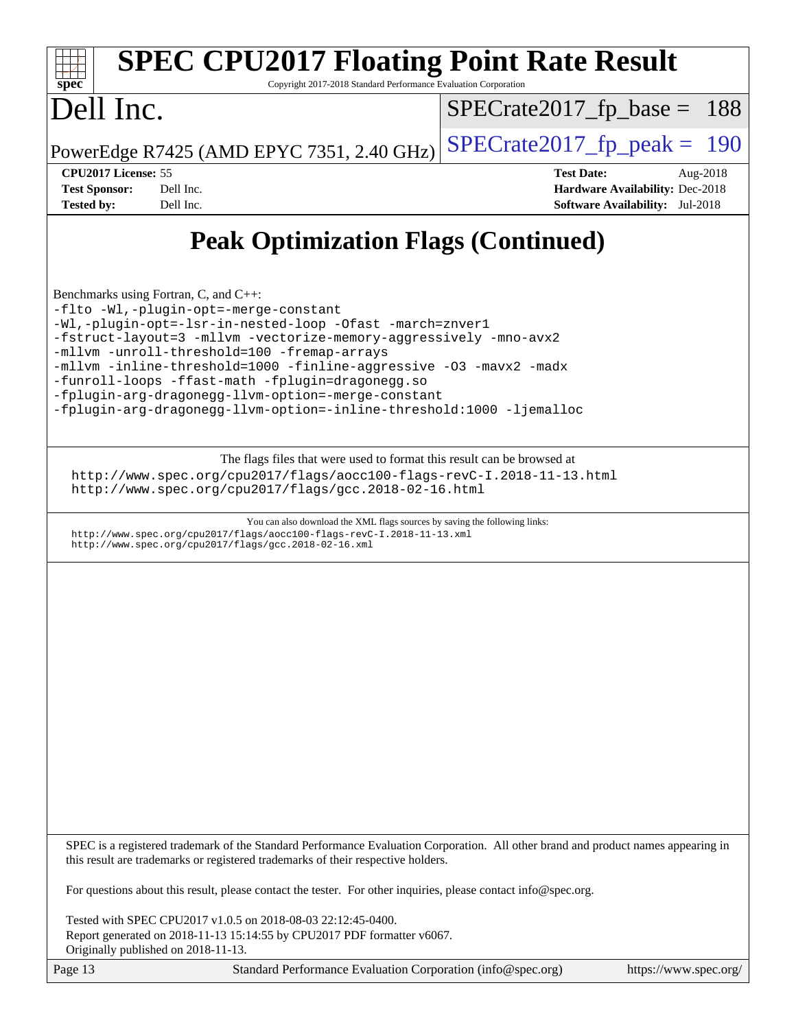# SPEC CPU2017 Floating Point Rate Result

Copyright 2017-2018 Standard Performance Evaluation Corporation

# Dell Inc.

PowerEdge R7425 (AMD EPYC 7351, 2.40 GHz)

SPECrate2017_fp_base = 188

SPECrate2017_fp_peak = 190

**CPU2017 License:** 55
**Test Sponsor:** Dell Inc.
**Tested by:** Dell Inc.

**Test Date:** Aug-2018
**Hardware Availability:** Dec-2018
**Software Availability:** Jul-2018

## Peak Optimization Flags (Continued)

Benchmarks using Fortran, C, and C++:

```
-flto -Wl,-plugin-opt=-merge-constant
-Wl,-plugin-opt=-lsr-in-nested-loop -Ofast -march=znver1
-fstruct-layout=3 -mllvm -vectorize-memory-aggressively -mno-avx2
-mllvm -unroll-threshold=100 -fremap-arrays
-mllvm -inline-threshold=1000 -finline-aggressive -O3 -mavx2 -madx
-funroll-loops -ffast-math -fplugin=dragonegg.so
-fplugin-arg-dragonegg-llvm-option=-merge-constant
-fplugin-arg-dragonegg-llvm-option=-inline-threshold:1000 -ljemalloc
```

The flags files that were used to format this result can be browsed at
http://www.spec.org/cpu2017/flags/aocc100-flags-revC-I.2018-11-13.html
http://www.spec.org/cpu2017/flags/gcc.2018-02-16.html

You can also download the XML flags sources by saving the following links:
http://www.spec.org/cpu2017/flags/aocc100-flags-revC-I.2018-11-13.xml
http://www.spec.org/cpu2017/flags/gcc.2018-02-16.xml

SPEC is a registered trademark of the Standard Performance Evaluation Corporation. All other brand and product names appearing in this result are trademarks or registered trademarks of their respective holders.

For questions about this result, please contact the tester. For other inquiries, please contact info@spec.org.

Tested with SPEC CPU2017 v1.0.5 on 2018-08-03 22:12:45-0400.
Report generated on 2018-11-13 15:14:55 by CPU2017 PDF formatter v6067.
Originally published on 2018-11-13.